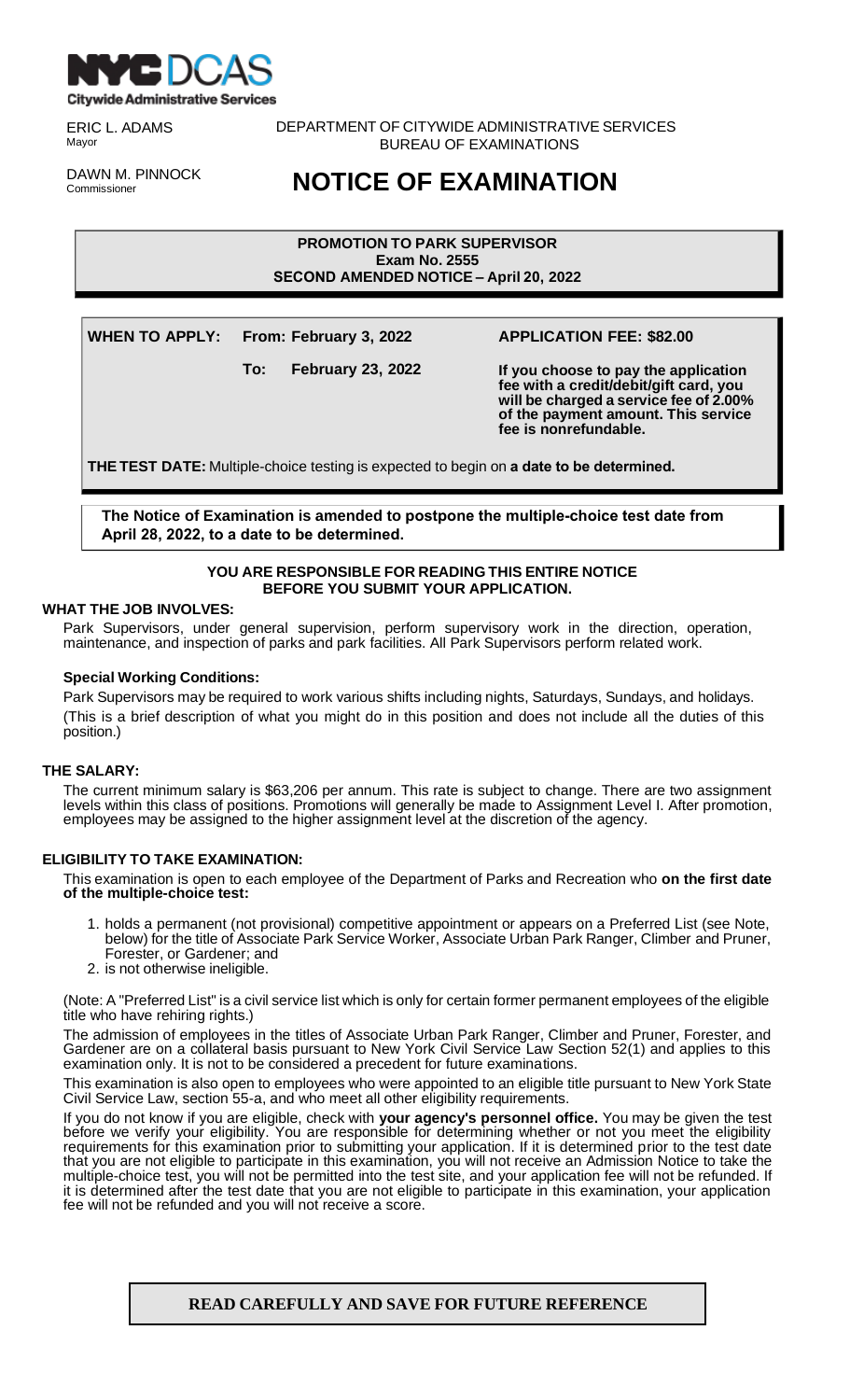NYC DCAS
Citywide Administrative Services

ERIC L. ADAMS
Mayor

DAWN M. PINNOCK
Commissioner

DEPARTMENT OF CITYWIDE ADMINISTRATIVE SERVICES
BUREAU OF EXAMINATIONS

# NOTICE OF EXAMINATION

**PROMOTION TO PARK SUPERVISOR**
**Exam No. 2555**
**SECOND AMENDED NOTICE – April 20, 2022**

**WHEN TO APPLY: From: February 3, 2022**
**To: February 23, 2022**

**APPLICATION FEE: $82.00**

**If you choose to pay the application fee with a credit/debit/gift card, you will be charged a service fee of 2.00% of the payment amount. This service fee is nonrefundable.**

**THE TEST DATE:** Multiple-choice testing is expected to begin on **a date to be determined.**

**The Notice of Examination is amended to postpone the multiple-choice test date from April 28, 2022, to a date to be determined.**

**YOU ARE RESPONSIBLE FOR READING THIS ENTIRE NOTICE BEFORE YOU SUBMIT YOUR APPLICATION.**

## WHAT THE JOB INVOLVES:

Park Supervisors, under general supervision, perform supervisory work in the direction, operation, maintenance, and inspection of parks and park facilities. All Park Supervisors perform related work.

### Special Working Conditions:

Park Supervisors may be required to work various shifts including nights, Saturdays, Sundays, and holidays.

(This is a brief description of what you might do in this position and does not include all the duties of this position.)

## THE SALARY:

The current minimum salary is $63,206 per annum. This rate is subject to change. There are two assignment levels within this class of positions. Promotions will generally be made to Assignment Level I. After promotion, employees may be assigned to the higher assignment level at the discretion of the agency.

## ELIGIBILITY TO TAKE EXAMINATION:

This examination is open to each employee of the Department of Parks and Recreation who **on the first date of the multiple-choice test:**

1. holds a permanent (not provisional) competitive appointment or appears on a Preferred List (see Note, below) for the title of Associate Park Service Worker, Associate Urban Park Ranger, Climber and Pruner, Forester, or Gardener; and
2. is not otherwise ineligible.

(Note: A "Preferred List" is a civil service list which is only for certain former permanent employees of the eligible title who have rehiring rights.)

The admission of employees in the titles of Associate Urban Park Ranger, Climber and Pruner, Forester, and Gardener are on a collateral basis pursuant to New York Civil Service Law Section 52(1) and applies to this examination only. It is not to be considered a precedent for future examinations.

This examination is also open to employees who were appointed to an eligible title pursuant to New York State Civil Service Law, section 55-a, and who meet all other eligibility requirements.

If you do not know if you are eligible, check with **your agency's personnel office.** You may be given the test before we verify your eligibility. You are responsible for determining whether or not you meet the eligibility requirements for this examination prior to submitting your application. If it is determined prior to the test date that you are not eligible to participate in this examination, you will not receive an Admission Notice to take the multiple-choice test, you will not be permitted into the test site, and your application fee will not be refunded. If it is determined after the test date that you are not eligible to participate in this examination, your application fee will not be refunded and you will not receive a score.

**READ CAREFULLY AND SAVE FOR FUTURE REFERENCE**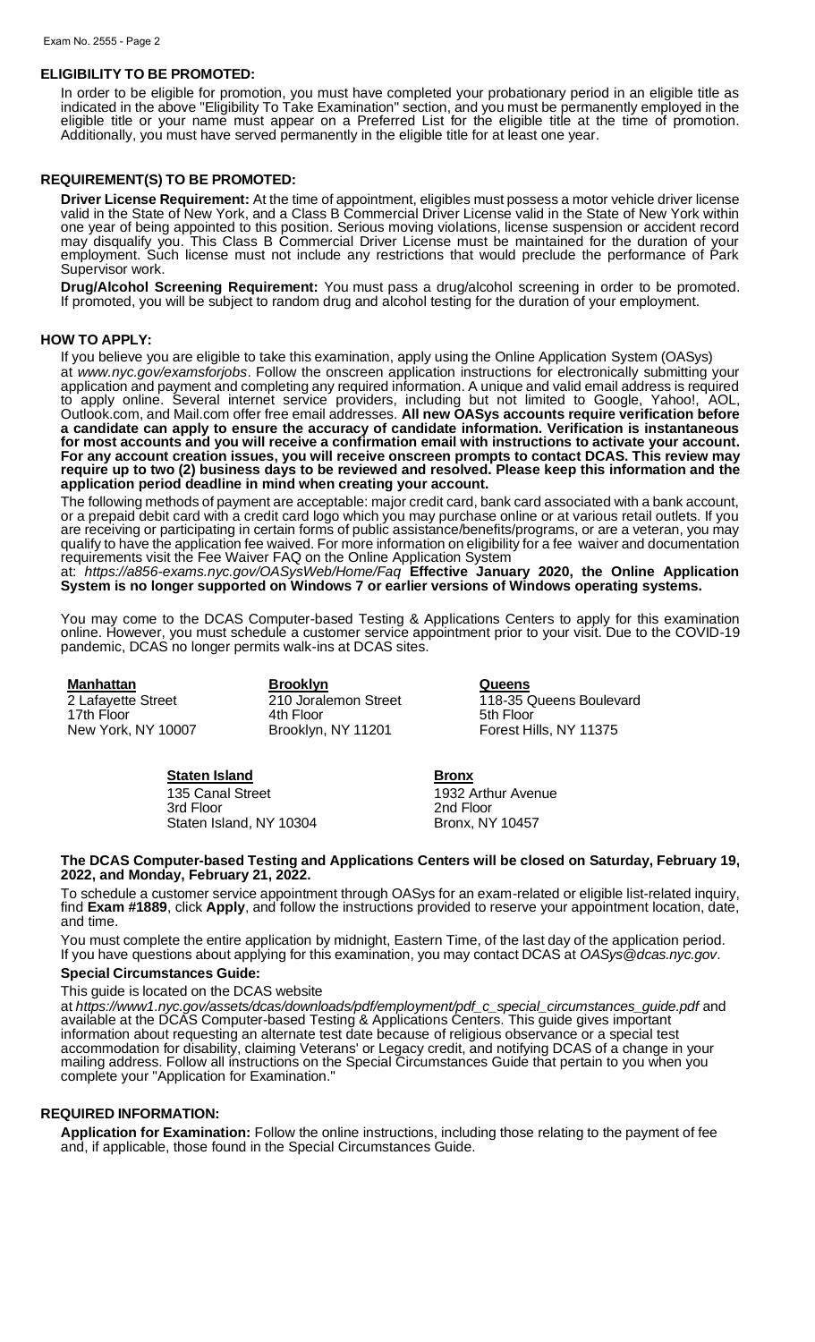## ELIGIBILITY TO BE PROMOTED:

In order to be eligible for promotion, you must have completed your probationary period in an eligible title as indicated in the above "Eligibility To Take Examination" section, and you must be permanently employed in the eligible title or your name must appear on a Preferred List for the eligible title at the time of promotion. Additionally, you must have served permanently in the eligible title for at least one year.

## REQUIREMENT(S) TO BE PROMOTED:

**Driver License Requirement:** At the time of appointment, eligibles must possess a motor vehicle driver license valid in the State of New York, and a Class B Commercial Driver License valid in the State of New York within one year of being appointed to this position. Serious moving violations, license suspension or accident record may disqualify you. This Class B Commercial Driver License must be maintained for the duration of your employment. Such license must not include any restrictions that would preclude the performance of Park Supervisor work.

**Drug/Alcohol Screening Requirement:** You must pass a drug/alcohol screening in order to be promoted. If promoted, you will be subject to random drug and alcohol testing for the duration of your employment.

## HOW TO APPLY:

If you believe you are eligible to take this examination, apply using the Online Application System (OASys) at *www.nyc.gov/examsforjobs*. Follow the onscreen application instructions for electronically submitting your application and payment and completing any required information. A unique and valid email address is required to apply online. Several internet service providers, including but not limited to Google, Yahoo!, AOL, Outlook.com, and Mail.com offer free email addresses. **All new OASys accounts require verification before a candidate can apply to ensure the accuracy of candidate information. Verification is instantaneous for most accounts and you will receive a confirmation email with instructions to activate your account. For any account creation issues, you will receive onscreen prompts to contact DCAS. This review may require up to two (2) business days to be reviewed and resolved. Please keep this information and the application period deadline in mind when creating your account.**

The following methods of payment are acceptable: major credit card, bank card associated with a bank account, or a prepaid debit card with a credit card logo which you may purchase online or at various retail outlets. If you are receiving or participating in certain forms of public assistance/benefits/programs, or are a veteran, you may qualify to have the application fee waived. For more information on eligibility for a fee waiver and documentation requirements visit the Fee Waiver FAQ on the Online Application System at: *https://a856-exams.nyc.gov/OASysWeb/Home/Faq* **Effective January 2020, the Online Application System is no longer supported on Windows 7 or earlier versions of Windows operating systems.**

You may come to the DCAS Computer-based Testing & Applications Centers to apply for this examination online. However, you must schedule a customer service appointment prior to your visit. Due to the COVID-19 pandemic, DCAS no longer permits walk-ins at DCAS sites.

**Manhattan**
2 Lafayette Street
17th Floor
New York, NY 10007

**Brooklyn**
210 Joralemon Street
4th Floor
Brooklyn, NY 11201

**Queens**
118-35 Queens Boulevard
5th Floor
Forest Hills, NY 11375

**Staten Island**
135 Canal Street
3rd Floor
Staten Island, NY 10304

**Bronx**
1932 Arthur Avenue
2nd Floor
Bronx, NY 10457

**The DCAS Computer-based Testing and Applications Centers will be closed on Saturday, February 19, 2022, and Monday, February 21, 2022.**

To schedule a customer service appointment through OASys for an exam-related or eligible list-related inquiry, find **Exam #1889**, click **Apply**, and follow the instructions provided to reserve your appointment location, date, and time.

You must complete the entire application by midnight, Eastern Time, of the last day of the application period. If you have questions about applying for this examination, you may contact DCAS at *OASys@dcas.nyc.gov*.

**Special Circumstances Guide:**

This guide is located on the DCAS website at *https://www1.nyc.gov/assets/dcas/downloads/pdf/employment/pdf_c_special_circumstances_guide.pdf* and available at the DCAS Computer-based Testing & Applications Centers. This guide gives important information about requesting an alternate test date because of religious observance or a special test accommodation for disability, claiming Veterans' or Legacy credit, and notifying DCAS of a change in your mailing address. Follow all instructions on the Special Circumstances Guide that pertain to you when you complete your "Application for Examination."

## REQUIRED INFORMATION:

**Application for Examination:** Follow the online instructions, including those relating to the payment of fee and, if applicable, those found in the Special Circumstances Guide.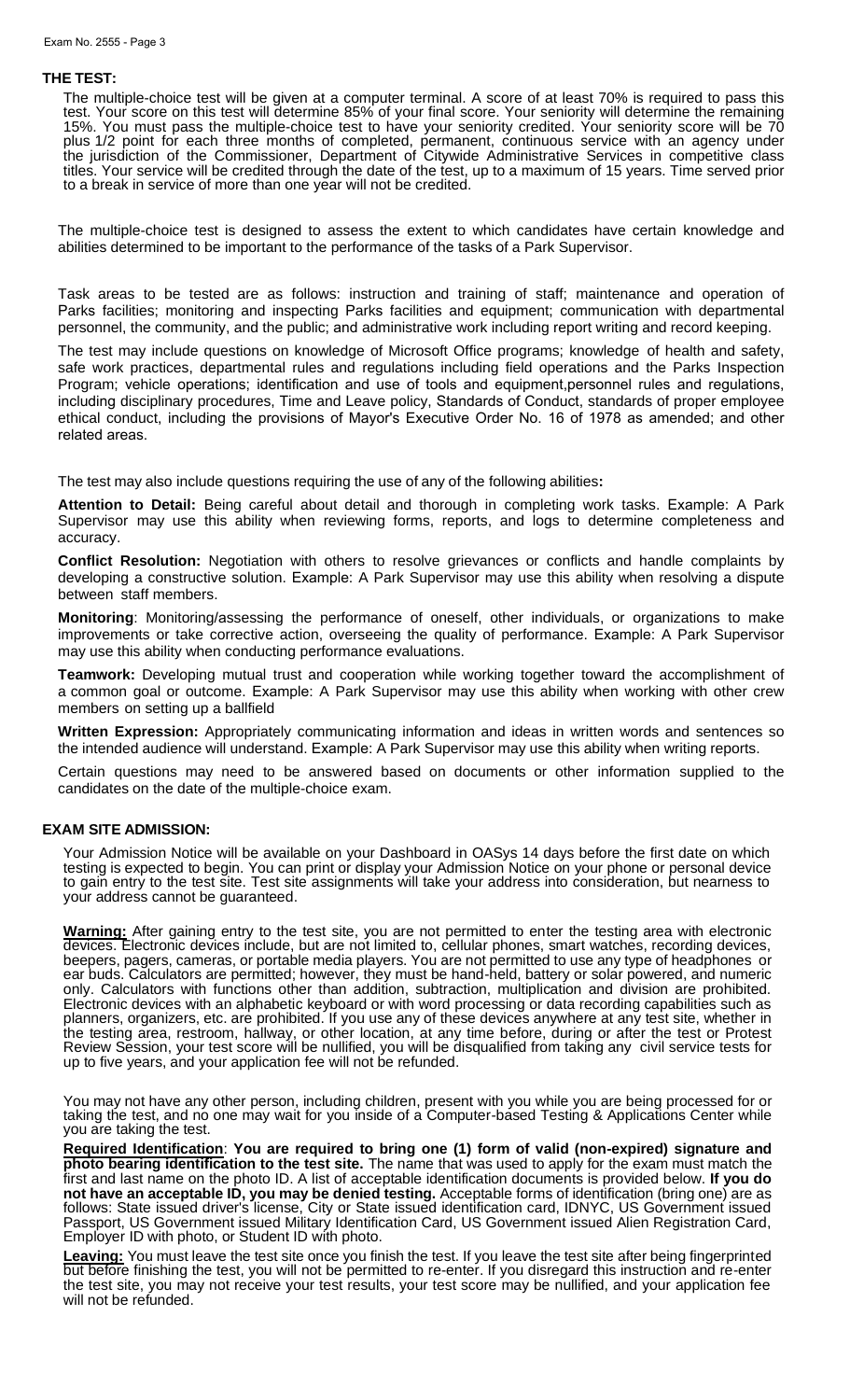## THE TEST:

The multiple-choice test will be given at a computer terminal. A score of at least 70% is required to pass this test. Your score on this test will determine 85% of your final score. Your seniority will determine the remaining 15%. You must pass the multiple-choice test to have your seniority credited. Your seniority score will be 70 plus 1/2 point for each three months of completed, permanent, continuous service with an agency under the jurisdiction of the Commissioner, Department of Citywide Administrative Services in competitive class titles. Your service will be credited through the date of the test, up to a maximum of 15 years. Time served prior to a break in service of more than one year will not be credited.

The multiple-choice test is designed to assess the extent to which candidates have certain knowledge and abilities determined to be important to the performance of the tasks of a Park Supervisor.

Task areas to be tested are as follows: instruction and training of staff; maintenance and operation of Parks facilities; monitoring and inspecting Parks facilities and equipment; communication with departmental personnel, the community, and the public; and administrative work including report writing and record keeping.

The test may include questions on knowledge of Microsoft Office programs; knowledge of health and safety, safe work practices, departmental rules and regulations including field operations and the Parks Inspection Program; vehicle operations; identification and use of tools and equipment,personnel rules and regulations, including disciplinary procedures, Time and Leave policy, Standards of Conduct, standards of proper employee ethical conduct, including the provisions of Mayor's Executive Order No. 16 of 1978 as amended; and other related areas.

The test may also include questions requiring the use of any of the following abilities**:**

**Attention to Detail:** Being careful about detail and thorough in completing work tasks. Example: A Park Supervisor may use this ability when reviewing forms, reports, and logs to determine completeness and accuracy.

**Conflict Resolution:** Negotiation with others to resolve grievances or conflicts and handle complaints by developing a constructive solution. Example: A Park Supervisor may use this ability when resolving a dispute between staff members.

**Monitoring**: Monitoring/assessing the performance of oneself, other individuals, or organizations to make improvements or take corrective action, overseeing the quality of performance. Example: A Park Supervisor may use this ability when conducting performance evaluations.

**Teamwork:** Developing mutual trust and cooperation while working together toward the accomplishment of a common goal or outcome. Example: A Park Supervisor may use this ability when working with other crew members on setting up a ballfield

**Written Expression:** Appropriately communicating information and ideas in written words and sentences so the intended audience will understand. Example: A Park Supervisor may use this ability when writing reports.

Certain questions may need to be answered based on documents or other information supplied to the candidates on the date of the multiple-choice exam.

## EXAM SITE ADMISSION:

Your Admission Notice will be available on your Dashboard in OASys 14 days before the first date on which testing is expected to begin. You can print or display your Admission Notice on your phone or personal device to gain entry to the test site. Test site assignments will take your address into consideration, but nearness to your address cannot be guaranteed.

**Warning:** After gaining entry to the test site, you are not permitted to enter the testing area with electronic devices. Electronic devices include, but are not limited to, cellular phones, smart watches, recording devices, beepers, pagers, cameras, or portable media players. You are not permitted to use any type of headphones or ear buds. Calculators are permitted; however, they must be hand-held, battery or solar powered, and numeric only. Calculators with functions other than addition, subtraction, multiplication and division are prohibited. Electronic devices with an alphabetic keyboard or with word processing or data recording capabilities such as planners, organizers, etc. are prohibited. If you use any of these devices anywhere at any test site, whether in the testing area, restroom, hallway, or other location, at any time before, during or after the test or Protest Review Session, your test score will be nullified, you will be disqualified from taking any civil service tests for up to five years, and your application fee will not be refunded.

You may not have any other person, including children, present with you while you are being processed for or taking the test, and no one may wait for you inside of a Computer-based Testing & Applications Center while you are taking the test.

**Required Identification**: **You are required to bring one (1) form of valid (non-expired) signature and photo bearing identification to the test site.** The name that was used to apply for the exam must match the first and last name on the photo ID. A list of acceptable identification documents is provided below. **If you do not have an acceptable ID, you may be denied testing.** Acceptable forms of identification (bring one) are as follows: State issued driver's license, City or State issued identification card, IDNYC, US Government issued Passport, US Government issued Military Identification Card, US Government issued Alien Registration Card, Employer ID with photo, or Student ID with photo.

**Leaving:** You must leave the test site once you finish the test. If you leave the test site after being fingerprinted but before finishing the test, you will not be permitted to re-enter. If you disregard this instruction and re-enter the test site, you may not receive your test results, your test score may be nullified, and your application fee will not be refunded.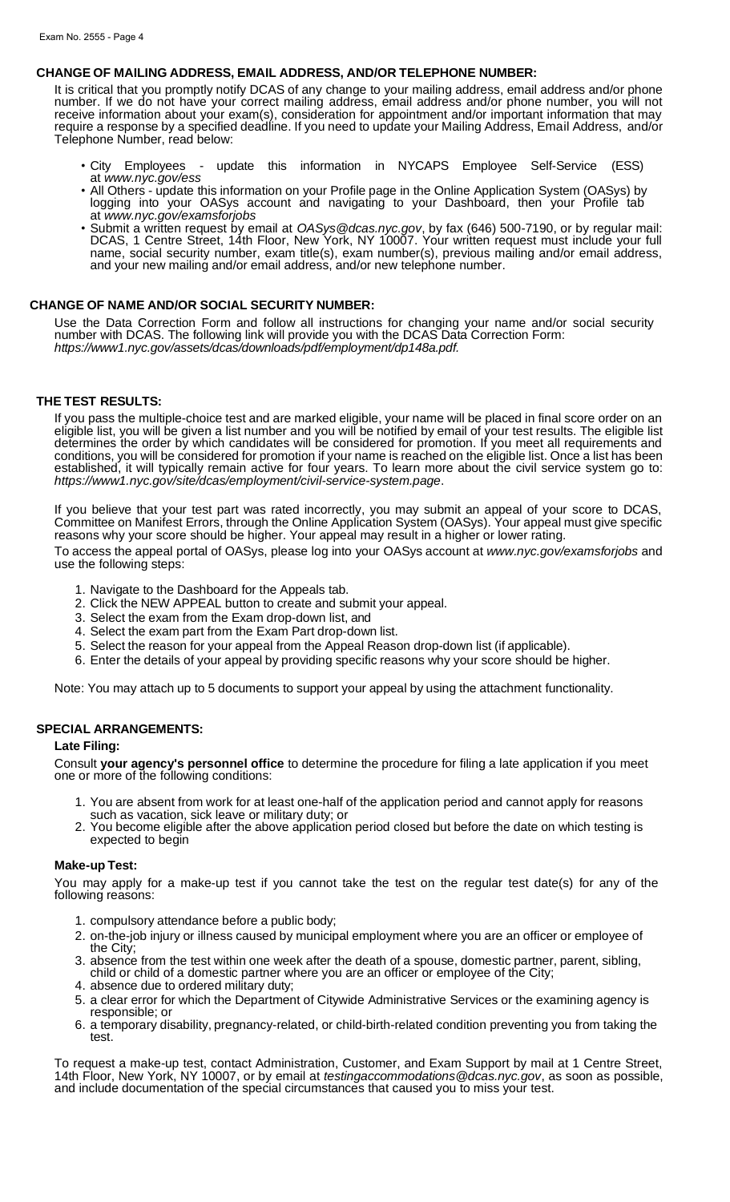## CHANGE OF MAILING ADDRESS, EMAIL ADDRESS, AND/OR TELEPHONE NUMBER:

It is critical that you promptly notify DCAS of any change to your mailing address, email address and/or phone number. If we do not have your correct mailing address, email address and/or phone number, you will not receive information about your exam(s), consideration for appointment and/or important information that may require a response by a specified deadline. If you need to update your Mailing Address, Email Address, and/or Telephone Number, read below:

- City Employees - update this information in NYCAPS Employee Self-Service (ESS) at *www.nyc.gov/ess*
- All Others - update this information on your Profile page in the Online Application System (OASys) by logging into your OASys account and navigating to your Dashboard, then your Profile tab at *www.nyc.gov/examsforjobs*
- Submit a written request by email at *OASys@dcas.nyc.gov*, by fax (646) 500-7190, or by regular mail: DCAS, 1 Centre Street, 14th Floor, New York, NY 10007. Your written request must include your full name, social security number, exam title(s), exam number(s), previous mailing and/or email address, and your new mailing and/or email address, and/or new telephone number.

## CHANGE OF NAME AND/OR SOCIAL SECURITY NUMBER:

Use the Data Correction Form and follow all instructions for changing your name and/or social security number with DCAS. The following link will provide you with the DCAS Data Correction Form: *https://www1.nyc.gov/assets/dcas/downloads/pdf/employment/dp148a.pdf.*

## THE TEST RESULTS:

If you pass the multiple-choice test and are marked eligible, your name will be placed in final score order on an eligible list, you will be given a list number and you will be notified by email of your test results. The eligible list determines the order by which candidates will be considered for promotion. If you meet all requirements and conditions, you will be considered for promotion if your name is reached on the eligible list. Once a list has been established, it will typically remain active for four years. To learn more about the civil service system go to: *https://www1.nyc.gov/site/dcas/employment/civil-service-system.page*.

If you believe that your test part was rated incorrectly, you may submit an appeal of your score to DCAS, Committee on Manifest Errors, through the Online Application System (OASys). Your appeal must give specific reasons why your score should be higher. Your appeal may result in a higher or lower rating.

To access the appeal portal of OASys, please log into your OASys account at *www.nyc.gov/examsforjobs* and use the following steps:

1. Navigate to the Dashboard for the Appeals tab.
2. Click the NEW APPEAL button to create and submit your appeal.
3. Select the exam from the Exam drop-down list, and
4. Select the exam part from the Exam Part drop-down list.
5. Select the reason for your appeal from the Appeal Reason drop-down list (if applicable).
6. Enter the details of your appeal by providing specific reasons why your score should be higher.

Note: You may attach up to 5 documents to support your appeal by using the attachment functionality.

## SPECIAL ARRANGEMENTS:

### Late Filing:

Consult **your agency's personnel office** to determine the procedure for filing a late application if you meet one or more of the following conditions:

1. You are absent from work for at least one-half of the application period and cannot apply for reasons such as vacation, sick leave or military duty; or
2. You become eligible after the above application period closed but before the date on which testing is expected to begin

### Make-up Test:

You may apply for a make-up test if you cannot take the test on the regular test date(s) for any of the following reasons:

1. compulsory attendance before a public body;
2. on-the-job injury or illness caused by municipal employment where you are an officer or employee of the City;
3. absence from the test within one week after the death of a spouse, domestic partner, parent, sibling, child or child of a domestic partner where you are an officer or employee of the City;
4. absence due to ordered military duty;
5. a clear error for which the Department of Citywide Administrative Services or the examining agency is responsible; or
6. a temporary disability, pregnancy-related, or child-birth-related condition preventing you from taking the test.

To request a make-up test, contact Administration, Customer, and Exam Support by mail at 1 Centre Street, 14th Floor, New York, NY 10007, or by email at *testingaccommodations@dcas.nyc.gov*, as soon as possible, and include documentation of the special circumstances that caused you to miss your test.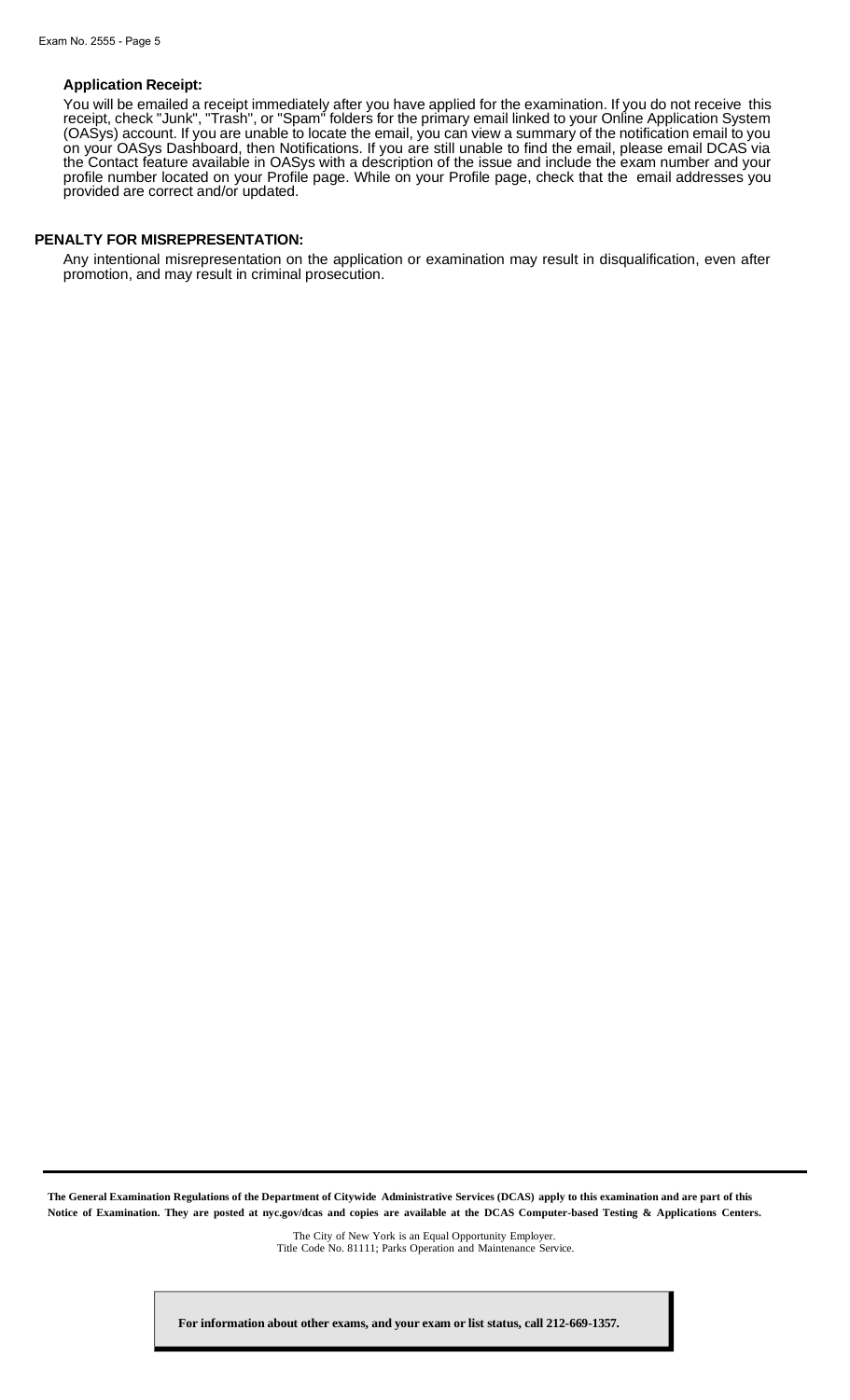**Application Receipt:**

You will be emailed a receipt immediately after you have applied for the examination. If you do not receive this receipt, check "Junk", "Trash", or "Spam" folders for the primary email linked to your Online Application System (OASys) account. If you are unable to locate the email, you can view a summary of the notification email to you on your OASys Dashboard, then Notifications. If you are still unable to find the email, please email DCAS via the Contact feature available in OASys with a description of the issue and include the exam number and your profile number located on your Profile page. While on your Profile page, check that the email addresses you provided are correct and/or updated.

## PENALTY FOR MISREPRESENTATION:

Any intentional misrepresentation on the application or examination may result in disqualification, even after promotion, and may result in criminal prosecution.

---

**The General Examination Regulations of the Department of Citywide Administrative Services (DCAS) apply to this examination and are part of this Notice of Examination. They are posted at nyc.gov/dcas and copies are available at the DCAS Computer-based Testing & Applications Centers.**

The City of New York is an Equal Opportunity Employer.
Title Code No. 81111; Parks Operation and Maintenance Service.

**For information about other exams, and your exam or list status, call 212-669-1357.**